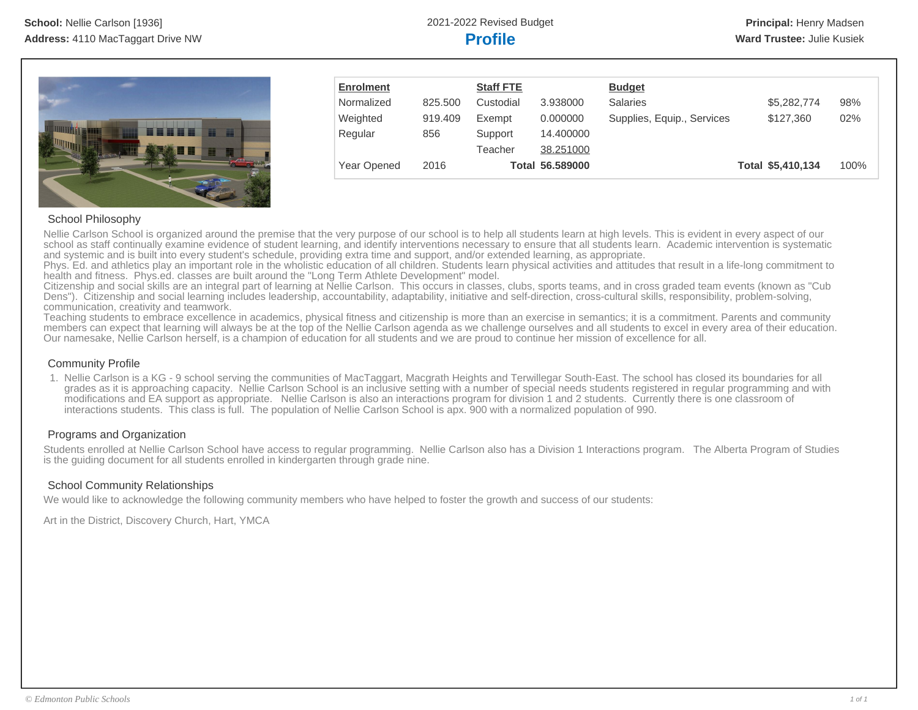**School:** Nellie Carlson [1936]
**Address:** 4110 MacTaggart Drive NW

2021-2022 Revised Budget

# Profile

**Principal:** Henry Madsen
**Ward Trustee:** Julie Kusiek

| Enrolment | | Staff FTE | | Budget | | |
|---|---|---|---|---|---|---|
| Normalized | 825.500 | Custodial | 3.938000 | Salaries | $5,282,774 | 98% |
| Weighted | 919.409 | Exempt | 0.000000 | Supplies, Equip., Services | $127,360 | 02% |
| Regular | 856 | Support | 14.400000 | | | |
| | | Teacher | 38.251000 | | | |
| Year Opened | 2016 | **Total** | **56.589000** | **Total** | **$5,410,134** | 100% |

## School Philosophy

Nellie Carlson School is organized around the premise that the very purpose of our school is to help all students learn at high levels. This is evident in every aspect of our school as staff continually examine evidence of student learning, and identify interventions necessary to ensure that all students learn. Academic intervention is systematic and systemic and is built into every student's schedule, providing extra time and support, and/or extended learning, as appropriate.
Phys. Ed. and athletics play an important role in the wholistic education of all children. Students learn physical activities and attitudes that result in a life-long commitment to health and fitness. Phys.ed. classes are built around the "Long Term Athlete Development" model.
Citizenship and social skills are an integral part of learning at Nellie Carlson. This occurs in classes, clubs, sports teams, and in cross graded team events (known as "Cub Dens"). Citizenship and social learning includes leadership, accountability, adaptability, initiative and self-direction, cross-cultural skills, responsibility, problem-solving, communication, creativity and teamwork.
Teaching students to embrace excellence in academics, physical fitness and citizenship is more than an exercise in semantics; it is a commitment. Parents and community members can expect that learning will always be at the top of the Nellie Carlson agenda as we challenge ourselves and all students to excel in every area of their education. Our namesake, Nellie Carlson herself, is a champion of education for all students and we are proud to continue her mission of excellence for all.

## Community Profile

1. Nellie Carlson is a KG - 9 school serving the communities of MacTaggart, Macgrath Heights and Terwillegar South-East. The school has closed its boundaries for all grades as it is approaching capacity. Nellie Carlson School is an inclusive setting with a number of special needs students registered in regular programming and with modifications and EA support as appropriate. Nellie Carlson is also an interactions program for division 1 and 2 students. Currently there is one classroom of interactions students. This class is full. The population of Nellie Carlson School is apx. 900 with a normalized population of 990.

## Programs and Organization

Students enrolled at Nellie Carlson School have access to regular programming. Nellie Carlson also has a Division 1 Interactions program. The Alberta Program of Studies is the guiding document for all students enrolled in kindergarten through grade nine.

## School Community Relationships

We would like to acknowledge the following community members who have helped to foster the growth and success of our students:

Art in the District, Discovery Church, Hart, YMCA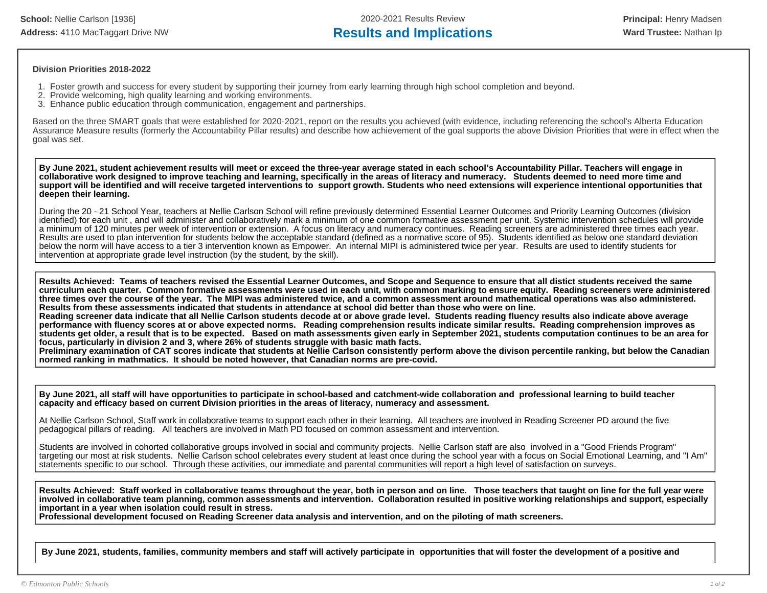**School:** Nellie Carlson [1936]

**Address:** 4110 MacTaggart Drive NW

2020-2021 Results Review

# Results and Implications

**Principal:** Henry Madsen

**Ward Trustee:** Nathan Ip

**Division Priorities 2018-2022**

1. Foster growth and success for every student by supporting their journey from early learning through high school completion and beyond.
2. Provide welcoming, high quality learning and working environments.
3. Enhance public education through communication, engagement and partnerships.

Based on the three SMART goals that were established for 2020-2021, report on the results you achieved (with evidence, including referencing the school's Alberta Education Assurance Measure results (formerly the Accountability Pillar results) and describe how achievement of the goal supports the above Division Priorities that were in effect when the goal was set.

**By June 2021, student achievement results will meet or exceed the three-year average stated in each school's Accountability Pillar. Teachers will engage in collaborative work designed to improve teaching and learning, specifically in the areas of literacy and numeracy. Students deemed to need more time and support will be identified and will receive targeted interventions to support growth. Students who need extensions will experience intentional opportunities that deepen their learning.**

During the 20 - 21 School Year, teachers at Nellie Carlson School will refine previously determined Essential Learner Outcomes and Priority Learning Outcomes (division identified) for each unit , and will administer and collaboratively mark a minimum of one common formative assessment per unit. Systemic intervention schedules will provide a minimum of 120 minutes per week of intervention or extension. A focus on literacy and numeracy continues. Reading screeners are administered three times each year. Results are used to plan intervention for students below the acceptable standard (defined as a normative score of 95). Students identified as below one standard deviation below the norm will have access to a tier 3 intervention known as Empower. An internal MIPI is administered twice per year. Results are used to identify students for intervention at appropriate grade level instruction (by the student, by the skill).

**Results Achieved: Teams of teachers revised the Essential Learner Outcomes, and Scope and Sequence to ensure that all distict students received the same curriculum each quarter. Common formative assessments were used in each unit, with common marking to ensure equity. Reading screeners were administered three times over the course of the year. The MIPI was administered twice, and a common assessment around mathematical operations was also administered. Results from these assessments indicated that students in attendance at school did better than those who were on line.**
**Reading screener data indicate that all Nellie Carlson students decode at or above grade level. Students reading fluency results also indicate above average performance with fluency scores at or above expected norms. Reading comprehension results indicate similar results. Reading comprehension improves as students get older, a result that is to be expected. Based on math assessments given early in September 2021, students computation continues to be an area for focus, particularly in division 2 and 3, where 26% of students struggle with basic math facts.**
**Preliminary examination of CAT scores indicate that students at Nellie Carlson consistently perform above the divison percentile ranking, but below the Canadian normed ranking in mathmatics. It should be noted however, that Canadian norms are pre-covid.**

**By June 2021, all staff will have opportunities to participate in school-based and catchment-wide collaboration and professional learning to build teacher capacity and efficacy based on current Division priorities in the areas of literacy, numeracy and assessment.**

At Nellie Carlson School, Staff work in collaborative teams to support each other in their learning. All teachers are involved in Reading Screener PD around the five pedagogical pillars of reading. All teachers are involved in Math PD focused on common assessment and intervention.

Students are involved in cohorted collaborative groups involved in social and community projects. Nellie Carlson staff are also involved in a "Good Friends Program" targeting our most at risk students. Nellie Carlson school celebrates every student at least once during the school year with a focus on Social Emotional Learning, and "I Am" statements specific to our school. Through these activities, our immediate and parental communities will report a high level of satisfaction on surveys.

**Results Achieved: Staff worked in collaborative teams throughout the year, both in person and on line. Those teachers that taught on line for the full year were involved in collaborative team planning, common assessments and intervention. Collaboration resulted in positive working relationships and support, especially important in a year when isolation could result in stress.**
**Professional development focused on Reading Screener data analysis and intervention, and on the piloting of math screeners.**

**By June 2021, students, families, community members and staff will actively participate in opportunities that will foster the development of a positive and**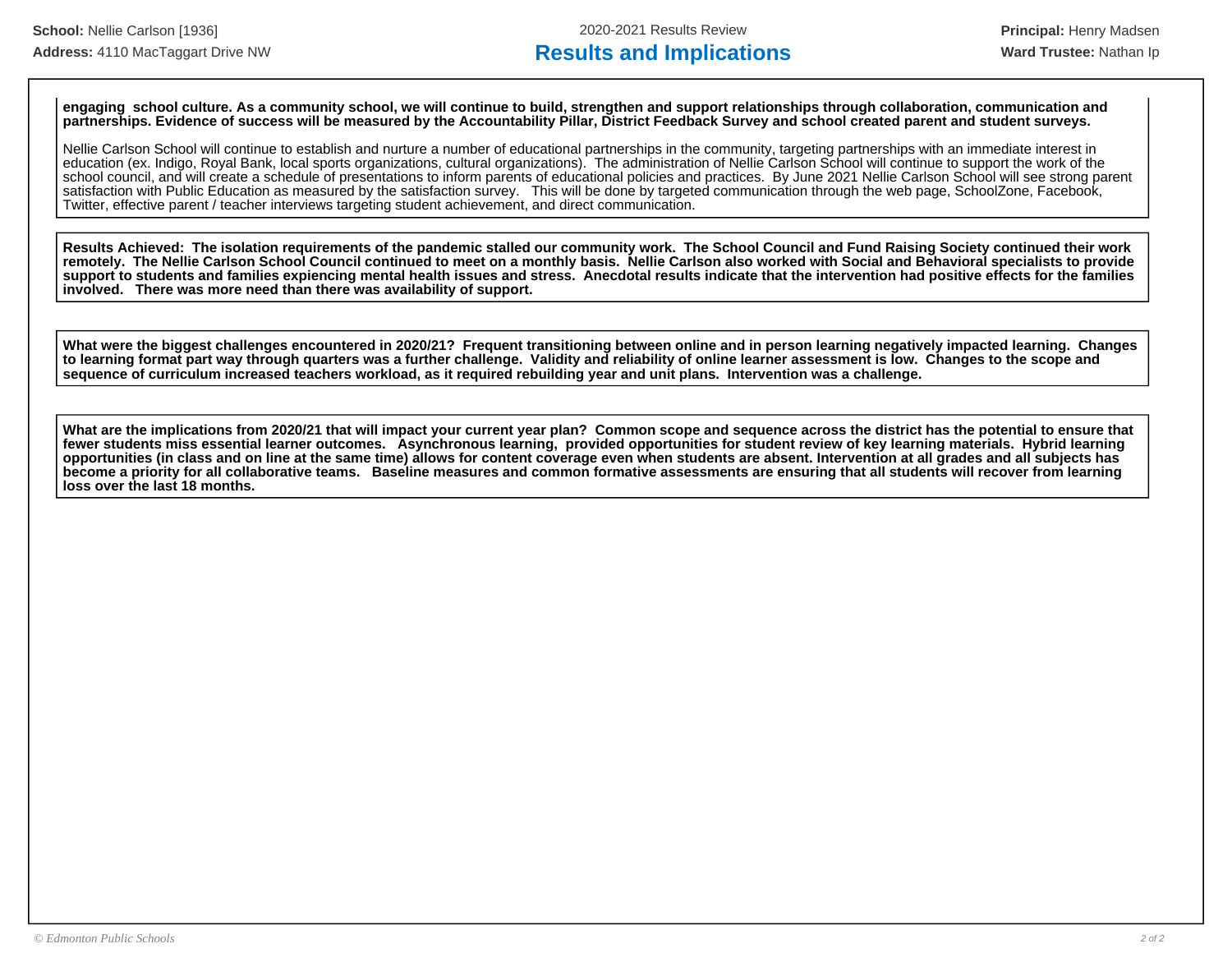**engaging school culture. As a community school, we will continue to build, strengthen and support relationships through collaboration, communication and partnerships. Evidence of success will be measured by the Accountability Pillar, District Feedback Survey and school created parent and student surveys.**

Nellie Carlson School will continue to establish and nurture a number of educational partnerships in the community, targeting partnerships with an immediate interest in education (ex. Indigo, Royal Bank, local sports organizations, cultural organizations). The administration of Nellie Carlson School will continue to support the work of the school council, and will create a schedule of presentations to inform parents of educational policies and practices. By June 2021 Nellie Carlson School will see strong parent satisfaction with Public Education as measured by the satisfaction survey. This will be done by targeted communication through the web page, SchoolZone, Facebook, Twitter, effective parent / teacher interviews targeting student achievement, and direct communication.

**Results Achieved: The isolation requirements of the pandemic stalled our community work. The School Council and Fund Raising Society continued their work remotely. The Nellie Carlson School Council continued to meet on a monthly basis. Nellie Carlson also worked with Social and Behavioral specialists to provide support to students and families expiencing mental health issues and stress. Anecdotal results indicate that the intervention had positive effects for the families involved. There was more need than there was availability of support.**

**What were the biggest challenges encountered in 2020/21? Frequent transitioning between online and in person learning negatively impacted learning. Changes to learning format part way through quarters was a further challenge. Validity and reliability of online learner assessment is low. Changes to the scope and sequence of curriculum increased teachers workload, as it required rebuilding year and unit plans. Intervention was a challenge.**

**What are the implications from 2020/21 that will impact your current year plan? Common scope and sequence across the district has the potential to ensure that fewer students miss essential learner outcomes. Asynchronous learning, provided opportunities for student review of key learning materials. Hybrid learning opportunities (in class and on line at the same time) allows for content coverage even when students are absent. Intervention at all grades and all subjects has become a priority for all collaborative teams. Baseline measures and common formative assessments are ensuring that all students will recover from learning loss over the last 18 months.**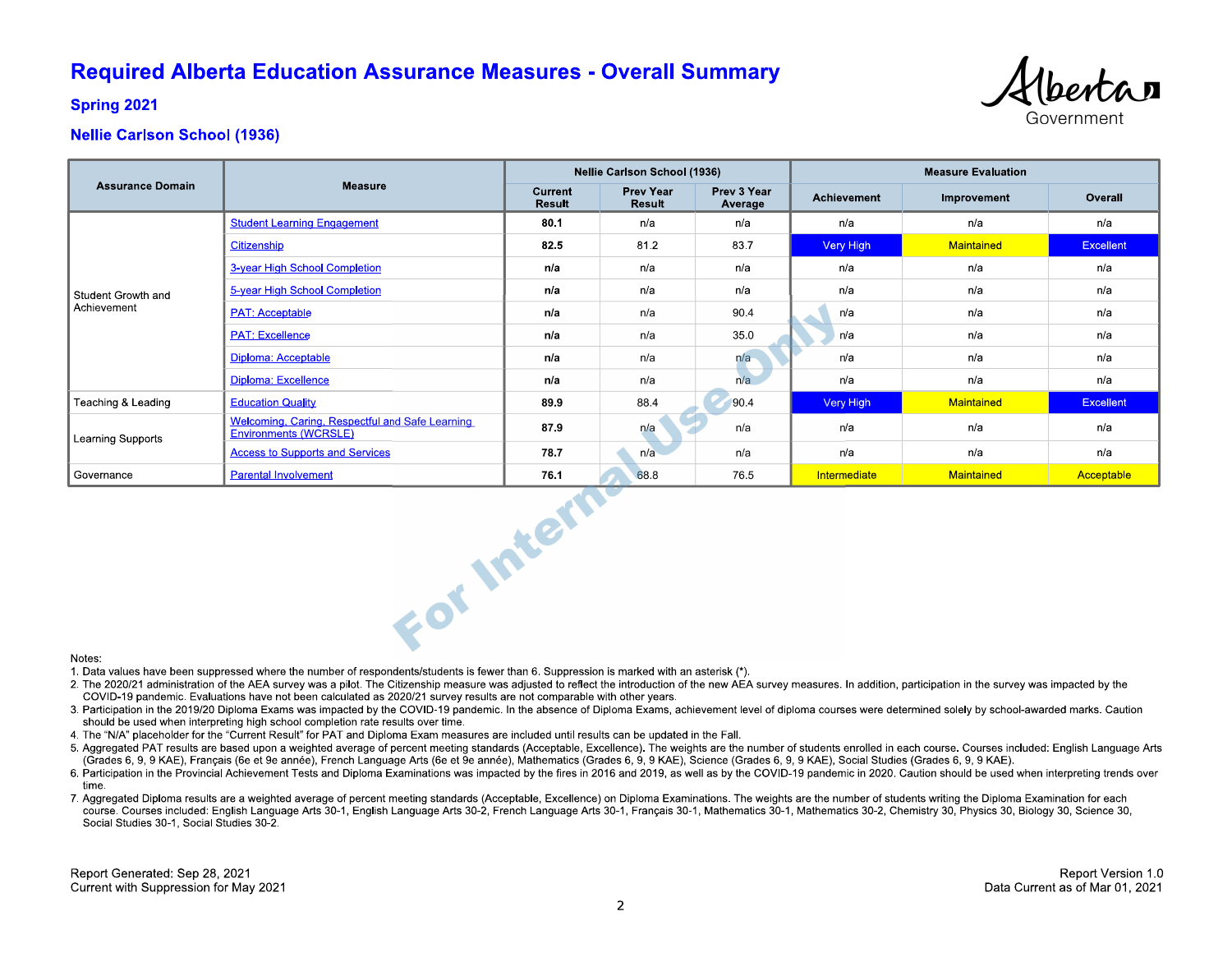# Required Alberta Education Assurance Measures - Overall Summary

## Spring 2021

## Nellie Carlson School (1936)

| Assurance Domain | Measure | Nellie Carlson School (1936) | | | Measure Evaluation | | |
|---|---|---|---|---|---|---|---|
| | | Current Result | Prev Year Result | Prev 3 Year Average | Achievement | Improvement | Overall |
| Student Growth and Achievement | Student Learning Engagement | **80.1** | n/a | n/a | n/a | n/a | n/a |
| | Citizenship | **82.5** | 81.2 | 83.7 | Very High | Maintained | Excellent |
| | 3-year High School Completion | **n/a** | n/a | n/a | n/a | n/a | n/a |
| | 5-year High School Completion | **n/a** | n/a | n/a | n/a | n/a | n/a |
| | PAT: Acceptable | **n/a** | n/a | 90.4 | n/a | n/a | n/a |
| | PAT: Excellence | **n/a** | n/a | 35.0 | n/a | n/a | n/a |
| | Diploma: Acceptable | **n/a** | n/a | n/a | n/a | n/a | n/a |
| | Diploma: Excellence | **n/a** | n/a | n/a | n/a | n/a | n/a |
| Teaching & Leading | Education Quality | **89.9** | 88.4 | 90.4 | Very High | Maintained | Excellent |
| Learning Supports | Welcoming, Caring, Respectful and Safe Learning Environments (WCRSLE) | **87.9** | n/a | n/a | n/a | n/a | n/a |
| | Access to Supports and Services | **78.7** | n/a | n/a | n/a | n/a | n/a |
| Governance | Parental Involvement | **76.1** | 68.8 | 76.5 | Intermediate | Maintained | Acceptable |

Notes:
1. Data values have been suppressed where the number of respondents/students is fewer than 6. Suppression is marked with an asterisk (*).
2. The 2020/21 administration of the AEA survey was a pilot. The Citizenship measure was adjusted to reflect the introduction of the new AEA survey measures. In addition, participation in the survey was impacted by the COVID-19 pandemic. Evaluations have not been calculated as 2020/21 survey results are not comparable with other years.
3. Participation in the 2019/20 Diploma Exams was impacted by the COVID-19 pandemic. In the absence of Diploma Exams, achievement level of diploma courses were determined solely by school-awarded marks. Caution should be used when interpreting high school completion rate results over time.
4. The "N/A" placeholder for the "Current Result" for PAT and Diploma Exam measures are included until results can be updated in the Fall.
5. Aggregated PAT results are based upon a weighted average of percent meeting standards (Acceptable, Excellence). The weights are the number of students enrolled in each course. Courses included: English Language Arts (Grades 6, 9, 9 KAE), Français (6e et 9e année), French Language Arts (6e et 9e année), Mathematics (Grades 6, 9, 9 KAE), Science (Grades 6, 9, 9 KAE), Social Studies (Grades 6, 9, 9 KAE).
6. Participation in the Provincial Achievement Tests and Diploma Examinations was impacted by the fires in 2016 and 2019, as well as by the COVID-19 pandemic in 2020. Caution should be used when interpreting trends over time.
7. Aggregated Diploma results are a weighted average of percent meeting standards (Acceptable, Excellence) on Diploma Examinations. The weights are the number of students writing the Diploma Examination for each course. Courses included: English Language Arts 30-1, English Language Arts 30-2, French Language Arts 30-1, Français 30-1, Mathematics 30-1, Mathematics 30-2, Chemistry 30, Physics 30, Biology 30, Science 30, Social Studies 30-1, Social Studies 30-2.

Report Generated: Sep 28, 2021
Current with Suppression for May 2021

Report Version 1.0
Data Current as of Mar 01, 2021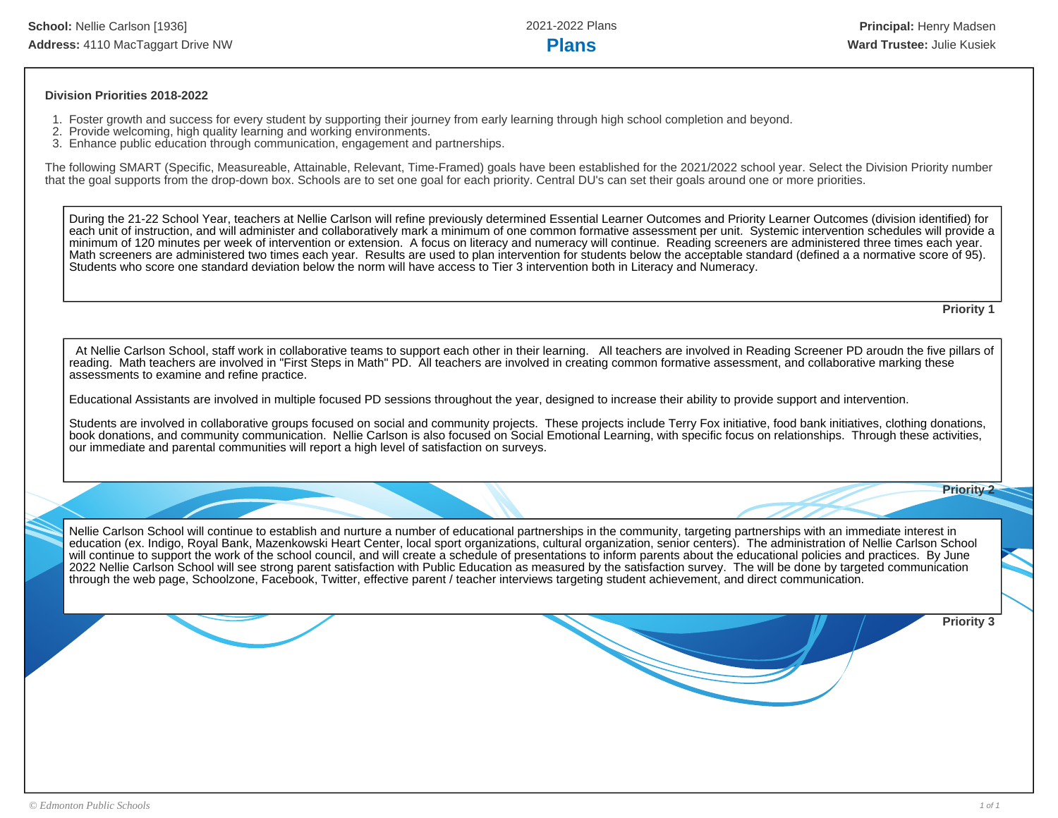**School:** Nellie Carlson [1936]
**Address:** 4110 MacTaggart Drive NW

2021-2022 Plans

# Plans

**Principal:** Henry Madsen
**Ward Trustee:** Julie Kusiek

**Division Priorities 2018-2022**

1. Foster growth and success for every student by supporting their journey from early learning through high school completion and beyond.
2. Provide welcoming, high quality learning and working environments.
3. Enhance public education through communication, engagement and partnerships.

The following SMART (Specific, Measureable, Attainable, Relevant, Time-Framed) goals have been established for the 2021/2022 school year. Select the Division Priority number that the goal supports from the drop-down box. Schools are to set one goal for each priority. Central DU's can set their goals around one or more priorities.

During the 21-22 School Year, teachers at Nellie Carlson will refine previously determined Essential Learner Outcomes and Priority Learner Outcomes (division identified) for each unit of instruction, and will administer and collaboratively mark a minimum of one common formative assessment per unit. Systemic intervention schedules will provide a minimum of 120 minutes per week of intervention or extension. A focus on literacy and numeracy will continue. Reading screeners are administered three times each year. Math screeners are administered two times each year. Results are used to plan intervention for students below the acceptable standard (defined a a normative score of 95). Students who score one standard deviation below the norm will have access to Tier 3 intervention both in Literacy and Numeracy.

**Priority 1**

At Nellie Carlson School, staff work in collaborative teams to support each other in their learning. All teachers are involved in Reading Screener PD aroudn the five pillars of reading. Math teachers are involved in "First Steps in Math" PD. All teachers are involved in creating common formative assessment, and collaborative marking these assessments to examine and refine practice.

Educational Assistants are involved in multiple focused PD sessions throughout the year, designed to increase their ability to provide support and intervention.

Students are involved in collaborative groups focused on social and community projects. These projects include Terry Fox initiative, food bank initiatives, clothing donations, book donations, and community communication. Nellie Carlson is also focused on Social Emotional Learning, with specific focus on relationships. Through these activities, our immediate and parental communities will report a high level of satisfaction on surveys.

**Priority 2**

Nellie Carlson School will continue to establish and nurture a number of educational partnerships in the community, targeting partnerships with an immediate interest in education (ex. Indigo, Royal Bank, Mazenkowski Heart Center, local sport organizations, cultural organization, senior centers). The administration of Nellie Carlson School will continue to support the work of the school council, and will create a schedule of presentations to inform parents about the educational policies and practices. By June 2022 Nellie Carlson School will see strong parent satisfaction with Public Education as measured by the satisfaction survey. The will be done by targeted communication through the web page, Schoolzone, Facebook, Twitter, effective parent / teacher interviews targeting student achievement, and direct communication.

**Priority 3**

*© Edmonton Public Schools*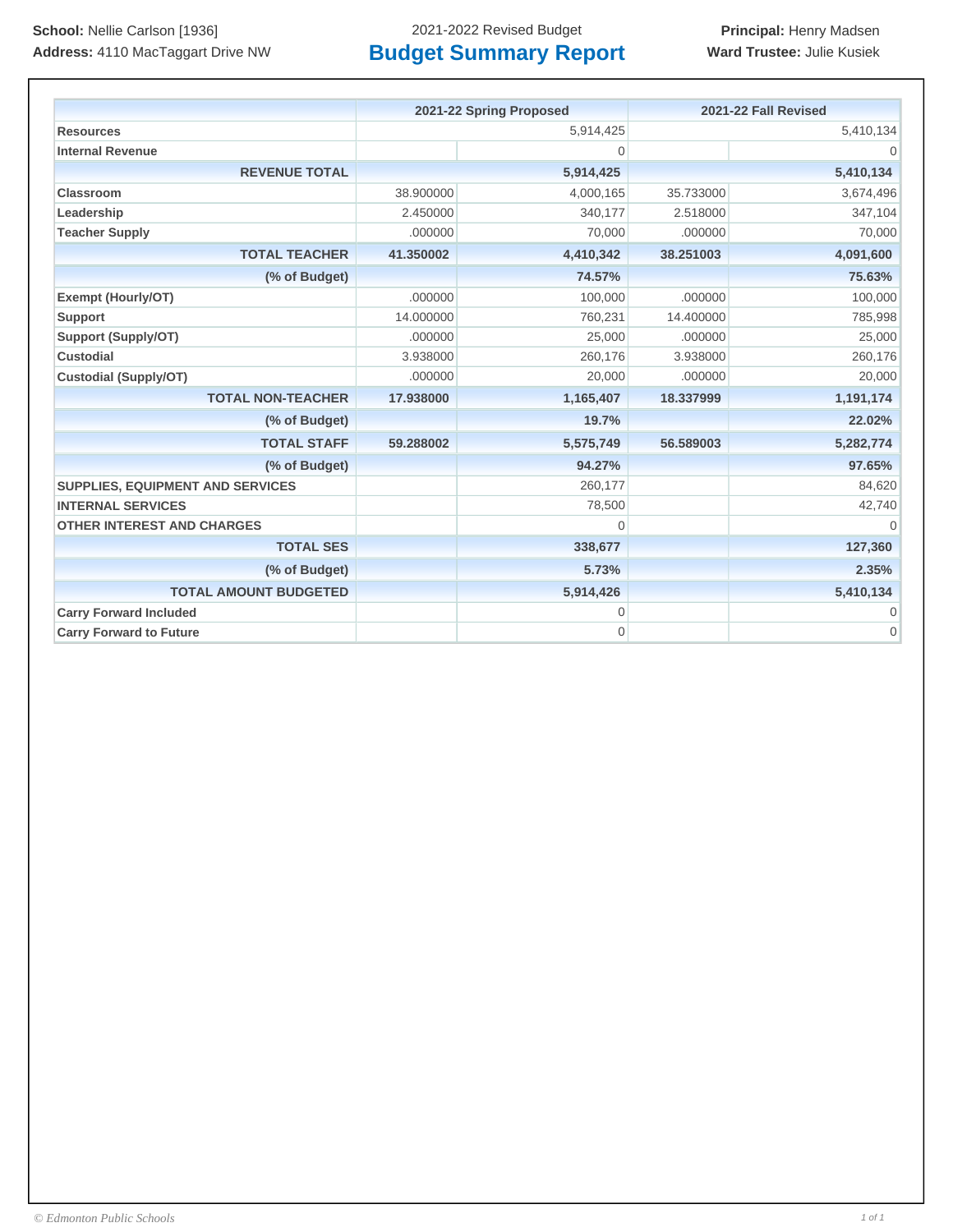**School:** Nellie Carlson [1936]
**Address:** 4110 MacTaggart Drive NW

2021-2022 Revised Budget

# Budget Summary Report

**Principal:** Henry Madsen
**Ward Trustee:** Julie Kusiek

| | 2021-22 Spring Proposed | | 2021-22 Fall Revised | |
|---|---|---|---|---|
| **Resources** | | 5,914,425 | | 5,410,134 |
| **Internal Revenue** | | 0 | | 0 |
| **REVENUE TOTAL** | | **5,914,425** | | **5,410,134** |
| **Classroom** | 38.900000 | 4,000,165 | 35.733000 | 3,674,496 |
| **Leadership** | 2.450000 | 340,177 | 2.518000 | 347,104 |
| **Teacher Supply** | .000000 | 70,000 | .000000 | 70,000 |
| **TOTAL TEACHER** | **41.350002** | **4,410,342** | **38.251003** | **4,091,600** |
| **(% of Budget)** | | **74.57%** | | **75.63%** |
| **Exempt (Hourly/OT)** | .000000 | 100,000 | .000000 | 100,000 |
| **Support** | 14.000000 | 760,231 | 14.400000 | 785,998 |
| **Support (Supply/OT)** | .000000 | 25,000 | .000000 | 25,000 |
| **Custodial** | 3.938000 | 260,176 | 3.938000 | 260,176 |
| **Custodial (Supply/OT)** | .000000 | 20,000 | .000000 | 20,000 |
| **TOTAL NON-TEACHER** | **17.938000** | **1,165,407** | **18.337999** | **1,191,174** |
| **(% of Budget)** | | **19.7%** | | **22.02%** |
| **TOTAL STAFF** | **59.288002** | **5,575,749** | **56.589003** | **5,282,774** |
| **(% of Budget)** | | **94.27%** | | **97.65%** |
| **SUPPLIES, EQUIPMENT AND SERVICES** | | 260,177 | | 84,620 |
| **INTERNAL SERVICES** | | 78,500 | | 42,740 |
| **OTHER INTEREST AND CHARGES** | | 0 | | 0 |
| **TOTAL SES** | | **338,677** | | **127,360** |
| **(% of Budget)** | | **5.73%** | | **2.35%** |
| **TOTAL AMOUNT BUDGETED** | | **5,914,426** | | **5,410,134** |
| **Carry Forward Included** | | 0 | | 0 |
| **Carry Forward to Future** | | 0 | | 0 |

*© Edmonton Public Schools*